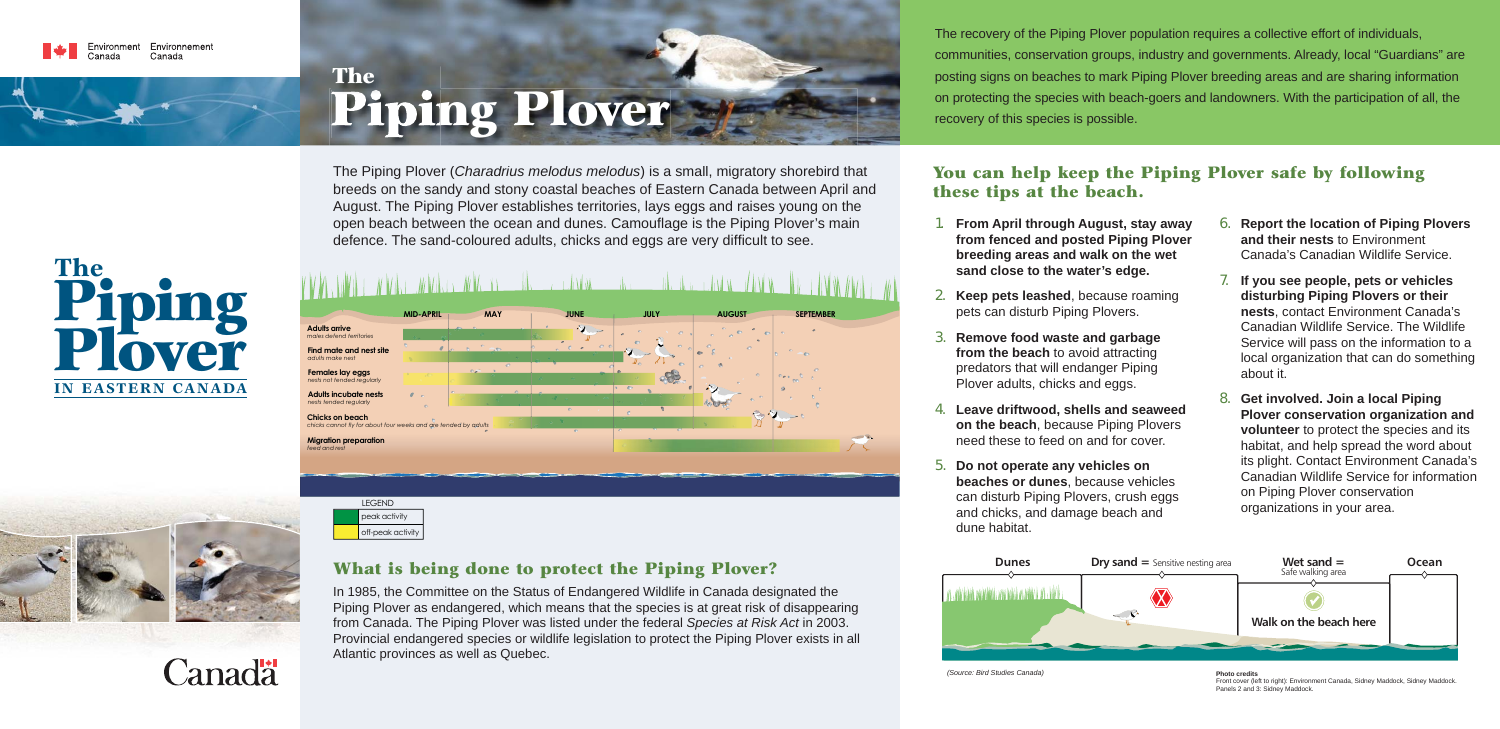Environment Canada / Environnement Canada

# The Piping Plover

The Piping Plover (*Charadrius melodus melodus*) is a small, migratory shorebird that breeds on the sandy and stony coastal beaches of Eastern Canada between April and August. The Piping Plover establishes territories, lays eggs and raises young on the open beach between the ocean and dunes. Camouflage is the Piping Plover's main defence. The sand-coloured adults, chicks and eggs are very difficult to see.

| | MID-APRIL | MAY | JUNE | JULY | AUGUST | SEPTEMBER |
|---|---|---|---|---|---|---|
| **Adults arrive** *males defend territories* | | | | | | |
| **Find mate and nest site** *adults make nest* | | | | | | |
| **Females lay eggs** *nests not tended regularly* | | | | | | |
| **Adults incubate nests** *nests tended regularly* | | | | | | |
| **Chicks on beach** *chicks cannot fly for about four weeks and are tended by adults* | | | | | | |
| **Migration preparation** *feed and rest* | | | | | | |

LEGEND
- peak activity
- off-peak activity

## What is being done to protect the Piping Plover?

In 1985, the Committee on the Status of Endangered Wildlife in Canada designated the Piping Plover as endangered, which means that the species is at great risk of disappearing from Canada. The Piping Plover was listed under the federal *Species at Risk Act* in 2003. Provincial endangered species or wildlife legislation to protect the Piping Plover exists in all Atlantic provinces as well as Quebec.

The recovery of the Piping Plover population requires a collective effort of individuals, communities, conservation groups, industry and governments. Already, local "Guardians" are posting signs on beaches to mark Piping Plover breeding areas and are sharing information on protecting the species with beach-goers and landowners. With the participation of all, the recovery of this species is possible.

## You can help keep the Piping Plover safe by following these tips at the beach.

1. **From April through August, stay away from fenced and posted Piping Plover breeding areas and walk on the wet sand close to the water's edge.**
2. **Keep pets leashed**, because roaming pets can disturb Piping Plovers.
3. **Remove food waste and garbage from the beach** to avoid attracting predators that will endanger Piping Plover adults, chicks and eggs.
4. **Leave driftwood, shells and seaweed on the beach**, because Piping Plovers need these to feed on and for cover.
5. **Do not operate any vehicles on beaches or dunes**, because vehicles can disturb Piping Plovers, crush eggs and chicks, and damage beach and dune habitat.
6. **Report the location of Piping Plovers and their nests** to Environment Canada's Canadian Wildlife Service.
7. **If you see people, pets or vehicles disturbing Piping Plovers or their nests**, contact Environment Canada's Canadian Wildlife Service. The Wildlife Service will pass on the information to a local organization that can do something about it.
8. **Get involved. Join a local Piping Plover conservation organization and volunteer** to protect the species and its habitat, and help spread the word about its plight. Contact Environment Canada's Canadian Wildlife Service for information on Piping Plover conservation organizations in your area.

**Dunes** | **Dry sand =** Sensitive nesting area | **Wet sand =** Safe walking area | **Ocean**

Walk on the beach here

*(Source: Bird Studies Canada)*

**Photo credits**
Front cover (left to right): Environment Canada, Sidney Maddock, Sidney Maddock.
Panels 2 and 3: Sidney Maddock.

# The Piping Plover IN EASTERN CANADA

Canada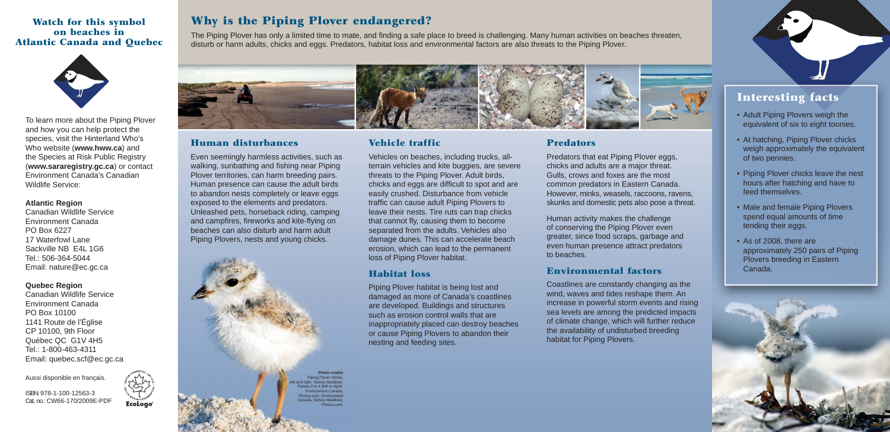## Watch for this symbol on beaches in Atlantic Canada and Quebec

To learn more about the Piping Plover and how you can help protect the species, visit the Hinterland Who's Who website (**www.hww.ca**) and the Species at Risk Public Registry (**www.sararegistry.gc.ca**) or contact Environment Canada's Canadian Wildlife Service:

**Atlantic Region**
Canadian Wildlife Service
Environment Canada
PO Box 6227
17 Waterfowl Lane
Sackville NB E4L 1G6
Tel.: 506-364-5044
Email: nature@ec.gc.ca

**Quebec Region**
Canadian Wildlife Service
Environment Canada
PO Box 10100
1141 Route de l'Église
CP 10100, 9th Floor
Québec QC G1V 4H5
Tel.: 1-800-463-4311
Email: quebec.scf@ec.gc.ca

Aussi disponible en français.

ISBN: 978-1-100-12563-3
Cat. no.: CW66-170/2009E-PDF

# Why is the Piping Plover endangered?

The Piping Plover has only a limited time to mate, and finding a safe place to breed is challenging. Many human activities on beaches threaten, disturb or harm adults, chicks and eggs. Predators, habitat loss and environmental factors are also threats to the Piping Plover.

### Human disturbances

Even seemingly harmless activities, such as walking, sunbathing and fishing near Piping Plover territories, can harm breeding pairs. Human presence can cause the adult birds to abandon nests completely or leave eggs exposed to the elements and predators. Unleashed pets, horseback riding, camping and campfires, fireworks and kite-flying on beaches can also disturb and harm adult Piping Plovers, nests and young chicks.

### Vehicle traffic

Vehicles on beaches, including trucks, all-terrain vehicles and kite buggies, are severe threats to the Piping Plover. Adult birds, chicks and eggs are difficult to spot and are easily crushed. Disturbance from vehicle traffic can cause adult Piping Plovers to leave their nests. Tire ruts can trap chicks that cannot fly, causing them to become separated from the adults. Vehicles also damage dunes. This can accelerate beach erosion, which can lead to the permanent loss of Piping Plover habitat.

### Habitat loss

Piping Plover habitat is being lost and damaged as more of Canada's coastlines are developed. Buildings and structures such as erosion control walls that are inappropriately placed can destroy beaches or cause Piping Plovers to abandon their nesting and feeding sites.

### Predators

Predators that eat Piping Plover eggs, chicks and adults are a major threat. Gulls, crows and foxes are the most common predators in Eastern Canada. However, minks, weasels, raccoons, ravens, skunks and domestic pets also pose a threat.

Human activity makes the challenge of conserving the Piping Plover even greater, since food scraps, garbage and even human presence attract predators to beaches.

### Environmental factors

Coastlines are constantly changing as the wind, waves and tides reshape them. An increase in powerful storm events and rising sea levels are among the predicted impacts of climate change, which will further reduce the availability of undisturbed breeding habitat for Piping Plovers.

**Photo credits**
Piping Plover chicks, left and right: Sidney Maddock. Panels 2 to 4 (left to right): Environment Canada, Photos.com, Environment Canada, Sidney Maddock, Photos.com.

## Interesting facts

- Adult Piping Plovers weigh the equivalent of six to eight toonies.
- At hatching, Piping Plover chicks weigh approximately the equivalent of two pennies.
- Piping Plover chicks leave the nest hours after hatching and have to feed themselves.
- Male and female Piping Plovers spend equal amounts of time tending their eggs.
- As of 2008, there are approximately 250 pairs of Piping Plovers breeding in Eastern Canada.